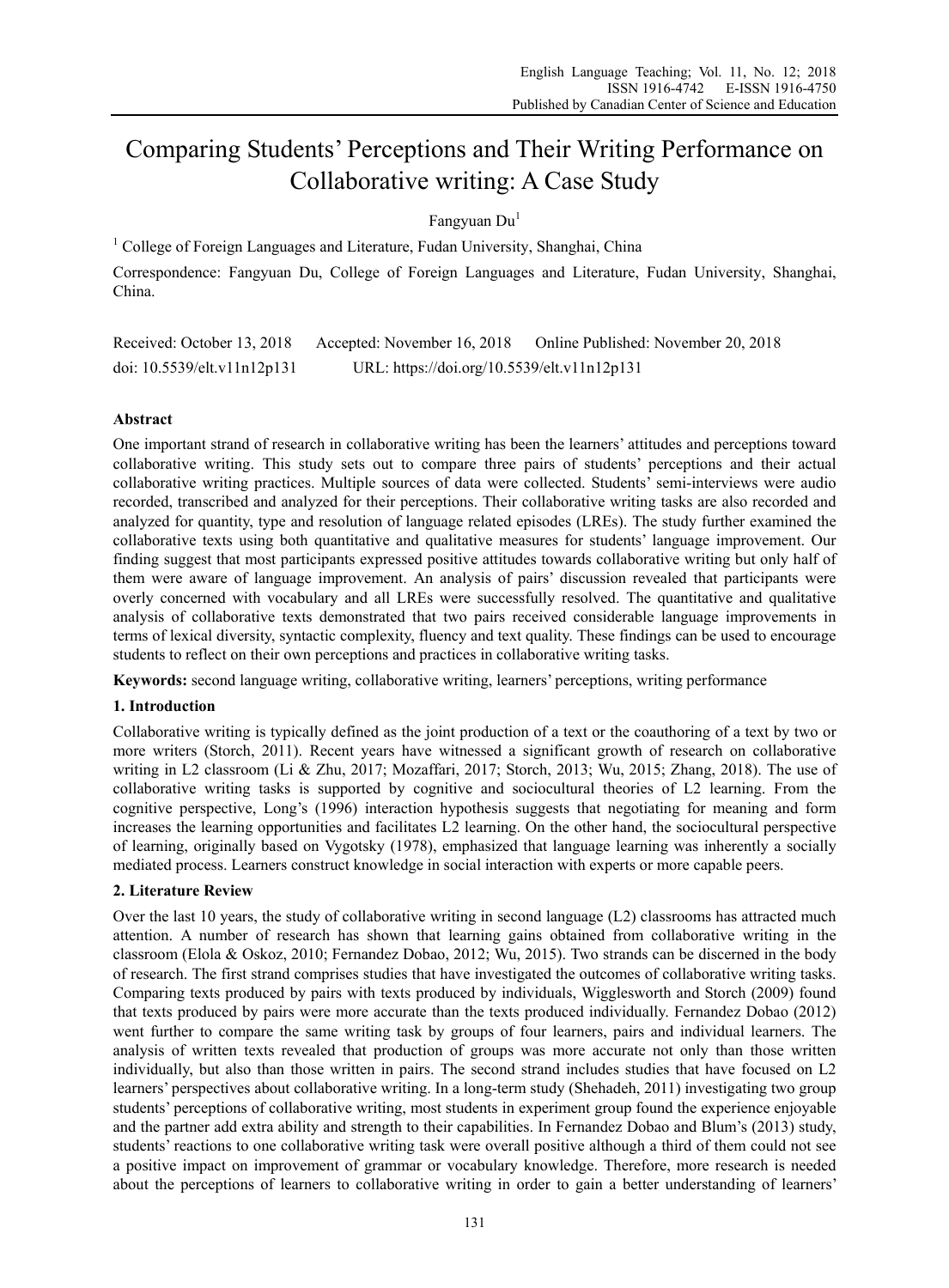# Comparing Students' Perceptions and Their Writing Performance on Collaborative writing: A Case Study

Fangyuan Du[1]

[1] College of Foreign Languages and Literature, Fudan University, Shanghai, China

Correspondence: Fangyuan Du, College of Foreign Languages and Literature, Fudan University, Shanghai, China.

Received: October 13, 2018  Accepted: November 16, 2018  Online Published: November 20, 2018

doi: 10.5539/elt.v11n12p131  URL: https://doi.org/10.5539/elt.v11n12p131

## Abstract

One important strand of research in collaborative writing has been the learners' attitudes and perceptions toward collaborative writing. This study sets out to compare three pairs of students' perceptions and their actual collaborative writing practices. Multiple sources of data were collected. Students' semi-interviews were audio recorded, transcribed and analyzed for their perceptions. Their collaborative writing tasks are also recorded and analyzed for quantity, type and resolution of language related episodes (LREs). The study further examined the collaborative texts using both quantitative and qualitative measures for students' language improvement. Our finding suggest that most participants expressed positive attitudes towards collaborative writing but only half of them were aware of language improvement. An analysis of pairs' discussion revealed that participants were overly concerned with vocabulary and all LREs were successfully resolved. The quantitative and qualitative analysis of collaborative texts demonstrated that two pairs received considerable language improvements in terms of lexical diversity, syntactic complexity, fluency and text quality. These findings can be used to encourage students to reflect on their own perceptions and practices in collaborative writing tasks.

**Keywords:** second language writing, collaborative writing, learners' perceptions, writing performance

## 1. Introduction

Collaborative writing is typically defined as the joint production of a text or the coauthoring of a text by two or more writers (Storch, 2011). Recent years have witnessed a significant growth of research on collaborative writing in L2 classroom (Li & Zhu, 2017; Mozaffari, 2017; Storch, 2013; Wu, 2015; Zhang, 2018). The use of collaborative writing tasks is supported by cognitive and sociocultural theories of L2 learning. From the cognitive perspective, Long's (1996) interaction hypothesis suggests that negotiating for meaning and form increases the learning opportunities and facilitates L2 learning. On the other hand, the sociocultural perspective of learning, originally based on Vygotsky (1978), emphasized that language learning was inherently a socially mediated process. Learners construct knowledge in social interaction with experts or more capable peers.

## 2. Literature Review

Over the last 10 years, the study of collaborative writing in second language (L2) classrooms has attracted much attention. A number of research has shown that learning gains obtained from collaborative writing in the classroom (Elola & Oskoz, 2010; Fernandez Dobao, 2012; Wu, 2015). Two strands can be discerned in the body of research. The first strand comprises studies that have investigated the outcomes of collaborative writing tasks. Comparing texts produced by pairs with texts produced by individuals, Wigglesworth and Storch (2009) found that texts produced by pairs were more accurate than the texts produced individually. Fernandez Dobao (2012) went further to compare the same writing task by groups of four learners, pairs and individual learners. The analysis of written texts revealed that production of groups was more accurate not only than those written individually, but also than those written in pairs. The second strand includes studies that have focused on L2 learners' perspectives about collaborative writing. In a long-term study (Shehadeh, 2011) investigating two group students' perceptions of collaborative writing, most students in experiment group found the experience enjoyable and the partner add extra ability and strength to their capabilities. In Fernandez Dobao and Blum's (2013) study, students' reactions to one collaborative writing task were overall positive although a third of them could not see a positive impact on improvement of grammar or vocabulary knowledge. Therefore, more research is needed about the perceptions of learners to collaborative writing in order to gain a better understanding of learners'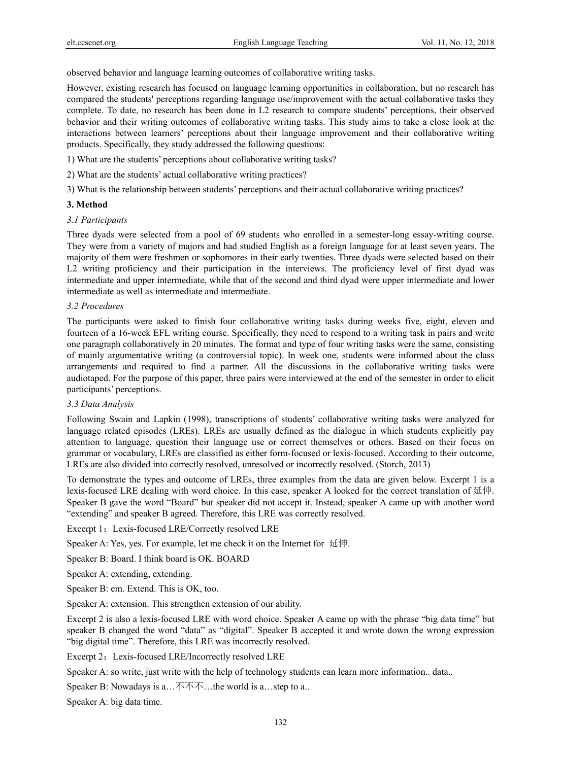observed behavior and language learning outcomes of collaborative writing tasks.

However, existing research has focused on language learning opportunities in collaboration, but no research has compared the students' perceptions regarding language use/improvement with the actual collaborative tasks they complete. To date, no research has been done in L2 research to compare students' perceptions, their observed behavior and their writing outcomes of collaborative writing tasks. This study aims to take a close look at the interactions between learners' perceptions about their language improvement and their collaborative writing products. Specifically, they study addressed the following questions:

1) What are the students' perceptions about collaborative writing tasks?

2) What are the students' actual collaborative writing practices?

3) What is the relationship between students' perceptions and their actual collaborative writing practices?

## 3. Method

### *3.1 Participants*

Three dyads were selected from a pool of 69 students who enrolled in a semester-long essay-writing course. They were from a variety of majors and had studied English as a foreign language for at least seven years. The majority of them were freshmen or sophomores in their early twenties. Three dyads were selected based on their L2 writing proficiency and their participation in the interviews. The proficiency level of first dyad was intermediate and upper intermediate, while that of the second and third dyad were upper intermediate and lower intermediate as well as intermediate and intermediate.

### *3.2 Procedures*

The participants were asked to finish four collaborative writing tasks during weeks five, eight, eleven and fourteen of a 16-week EFL writing course. Specifically, they need to respond to a writing task in pairs and write one paragraph collaboratively in 20 minutes. The format and type of four writing tasks were the same, consisting of mainly argumentative writing (a controversial topic). In week one, students were informed about the class arrangements and required to find a partner. All the discussions in the collaborative writing tasks were audiotaped. For the purpose of this paper, three pairs were interviewed at the end of the semester in order to elicit participants' perceptions.

### *3.3 Data Analysis*

Following Swain and Lapkin (1998), transcriptions of students' collaborative writing tasks were analyzed for language related episodes (LREs). LREs are usually defined as the dialogue in which students explicitly pay attention to language, question their language use or correct themselves or others. Based on their focus on grammar or vocabulary, LREs are classified as either form-focused or lexis-focused. According to their outcome, LREs are also divided into correctly resolved, unresolved or incorrectly resolved. (Storch, 2013)

To demonstrate the types and outcome of LREs, three examples from the data are given below. Excerpt 1 is a lexis-focused LRE dealing with word choice. In this case, speaker A looked for the correct translation of 延伸. Speaker B gave the word "Board" but speaker did not accept it. Instead, speaker A came up with another word "extending" and speaker B agreed. Therefore, this LRE was correctly resolved.

Excerpt 1：Lexis-focused LRE/Correctly resolved LRE

Speaker A: Yes, yes. For example, let me check it on the Internet for 延伸.

Speaker B: Board. I think board is OK. BOARD

Speaker A: extending, extending.

Speaker B: em. Extend. This is OK, too.

Speaker A: extension. This strengthen extension of our ability.

Excerpt 2 is also a lexis-focused LRE with word choice. Speaker A came up with the phrase "big data time" but speaker B changed the word "data" as "digital". Speaker B accepted it and wrote down the wrong expression "big digital time". Therefore, this LRE was incorrectly resolved.

Excerpt 2：Lexis-focused LRE/Incorrectly resolved LRE

Speaker A: so write, just write with the help of technology students can learn more information.. data..

Speaker B: Nowadays is a…不不不…the world is a…step to a..

Speaker A: big data time.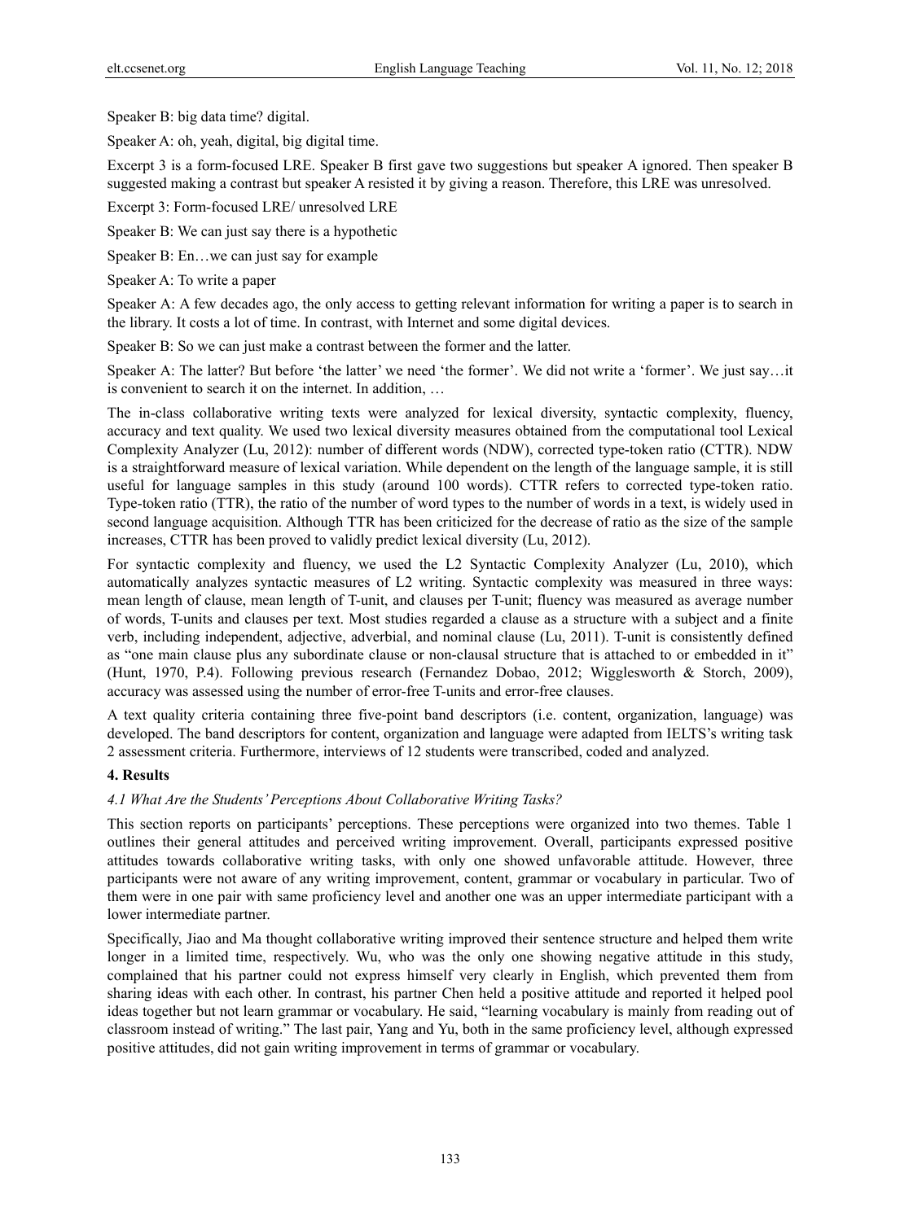Speaker B: big data time? digital.

Speaker A: oh, yeah, digital, big digital time.

Excerpt 3 is a form-focused LRE. Speaker B first gave two suggestions but speaker A ignored. Then speaker B suggested making a contrast but speaker A resisted it by giving a reason. Therefore, this LRE was unresolved.

Excerpt 3: Form-focused LRE/ unresolved LRE

Speaker B: We can just say there is a hypothetic

Speaker B: En…we can just say for example

Speaker A: To write a paper

Speaker A: A few decades ago, the only access to getting relevant information for writing a paper is to search in the library. It costs a lot of time. In contrast, with Internet and some digital devices.

Speaker B: So we can just make a contrast between the former and the latter.

Speaker A: The latter? But before 'the latter' we need 'the former'. We did not write a 'former'. We just say…it is convenient to search it on the internet. In addition, …

The in-class collaborative writing texts were analyzed for lexical diversity, syntactic complexity, fluency, accuracy and text quality. We used two lexical diversity measures obtained from the computational tool Lexical Complexity Analyzer (Lu, 2012): number of different words (NDW), corrected type-token ratio (CTTR). NDW is a straightforward measure of lexical variation. While dependent on the length of the language sample, it is still useful for language samples in this study (around 100 words). CTTR refers to corrected type-token ratio. Type-token ratio (TTR), the ratio of the number of word types to the number of words in a text, is widely used in second language acquisition. Although TTR has been criticized for the decrease of ratio as the size of the sample increases, CTTR has been proved to validly predict lexical diversity (Lu, 2012).

For syntactic complexity and fluency, we used the L2 Syntactic Complexity Analyzer (Lu, 2010), which automatically analyzes syntactic measures of L2 writing. Syntactic complexity was measured in three ways: mean length of clause, mean length of T-unit, and clauses per T-unit; fluency was measured as average number of words, T-units and clauses per text. Most studies regarded a clause as a structure with a subject and a finite verb, including independent, adjective, adverbial, and nominal clause (Lu, 2011). T-unit is consistently defined as "one main clause plus any subordinate clause or non-clausal structure that is attached to or embedded in it" (Hunt, 1970, P.4). Following previous research (Fernandez Dobao, 2012; Wigglesworth & Storch, 2009), accuracy was assessed using the number of error-free T-units and error-free clauses.

A text quality criteria containing three five-point band descriptors (i.e. content, organization, language) was developed. The band descriptors for content, organization and language were adapted from IELTS's writing task 2 assessment criteria. Furthermore, interviews of 12 students were transcribed, coded and analyzed.

## 4. Results

### *4.1 What Are the Students' Perceptions About Collaborative Writing Tasks?*

This section reports on participants' perceptions. These perceptions were organized into two themes. Table 1 outlines their general attitudes and perceived writing improvement. Overall, participants expressed positive attitudes towards collaborative writing tasks, with only one showed unfavorable attitude. However, three participants were not aware of any writing improvement, content, grammar or vocabulary in particular. Two of them were in one pair with same proficiency level and another one was an upper intermediate participant with a lower intermediate partner.

Specifically, Jiao and Ma thought collaborative writing improved their sentence structure and helped them write longer in a limited time, respectively. Wu, who was the only one showing negative attitude in this study, complained that his partner could not express himself very clearly in English, which prevented them from sharing ideas with each other. In contrast, his partner Chen held a positive attitude and reported it helped pool ideas together but not learn grammar or vocabulary. He said, "learning vocabulary is mainly from reading out of classroom instead of writing." The last pair, Yang and Yu, both in the same proficiency level, although expressed positive attitudes, did not gain writing improvement in terms of grammar or vocabulary.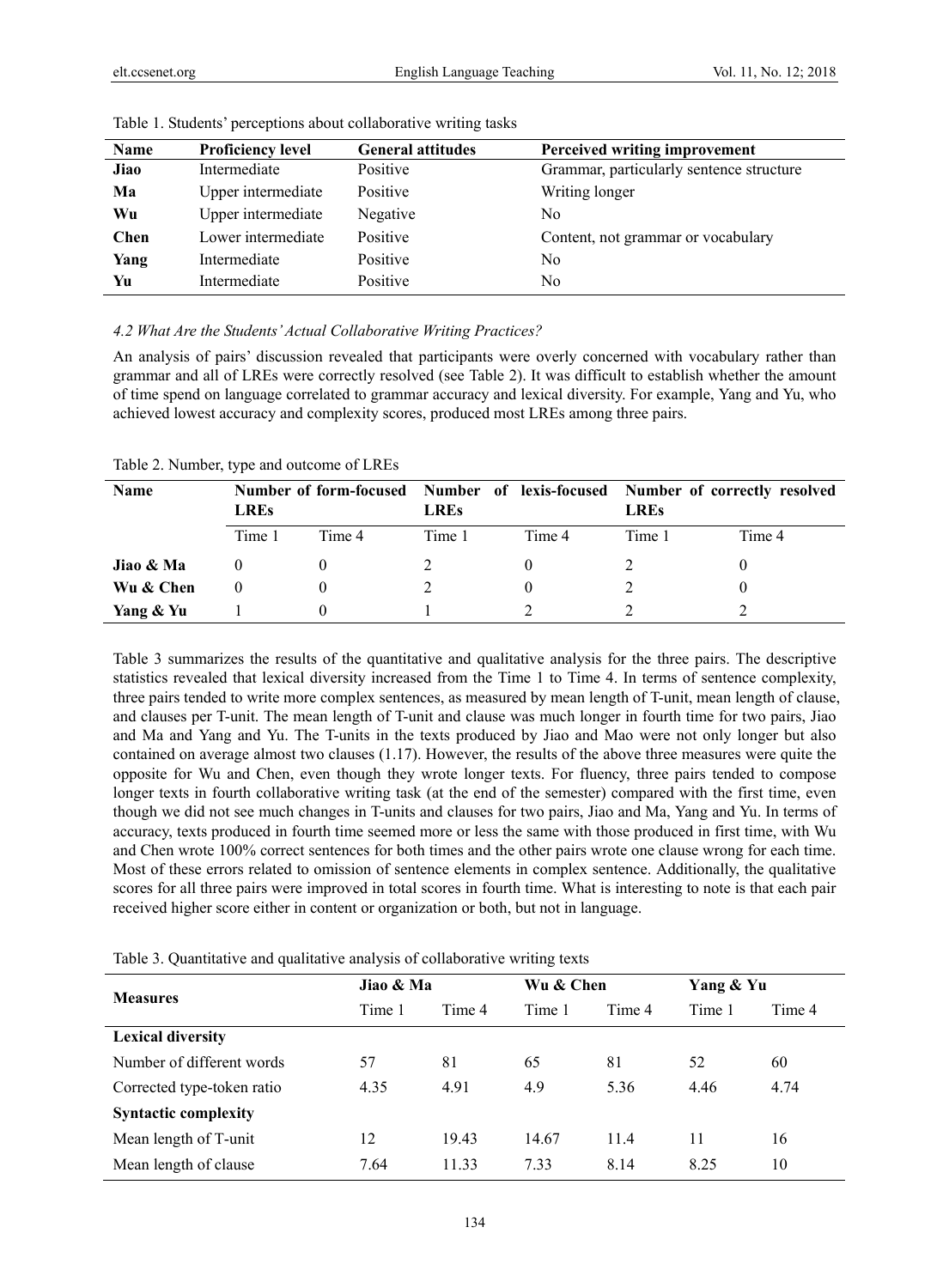Table 1. Students' perceptions about collaborative writing tasks

| Name | Proficiency level | General attitudes | Perceived writing improvement |
|---|---|---|---|
| **Jiao** | Intermediate | Positive | Grammar, particularly sentence structure |
| **Ma** | Upper intermediate | Positive | Writing longer |
| **Wu** | Upper intermediate | Negative | No |
| **Chen** | Lower intermediate | Positive | Content, not grammar or vocabulary |
| **Yang** | Intermediate | Positive | No |
| **Yu** | Intermediate | Positive | No |

*4.2 What Are the Students' Actual Collaborative Writing Practices?*

An analysis of pairs' discussion revealed that participants were overly concerned with vocabulary rather than grammar and all of LREs were correctly resolved (see Table 2). It was difficult to establish whether the amount of time spend on language correlated to grammar accuracy and lexical diversity. For example, Yang and Yu, who achieved lowest accuracy and complexity scores, produced most LREs among three pairs.

Table 2. Number, type and outcome of LREs

| Name | Number of form-focused LREs | | Number of lexis-focused LREs | | Number of correctly resolved LREs | |
|---|---|---|---|---|---|---|
| | Time 1 | Time 4 | Time 1 | Time 4 | Time 1 | Time 4 |
| **Jiao & Ma** | 0 | 0 | 2 | 0 | 2 | 0 |
| **Wu & Chen** | 0 | 0 | 2 | 0 | 2 | 0 |
| **Yang & Yu** | 1 | 0 | 1 | 2 | 2 | 2 |

Table 3 summarizes the results of the quantitative and qualitative analysis for the three pairs. The descriptive statistics revealed that lexical diversity increased from the Time 1 to Time 4. In terms of sentence complexity, three pairs tended to write more complex sentences, as measured by mean length of T-unit, mean length of clause, and clauses per T-unit. The mean length of T-unit and clause was much longer in fourth time for two pairs, Jiao and Ma and Yang and Yu. The T-units in the texts produced by Jiao and Mao were not only longer but also contained on average almost two clauses (1.17). However, the results of the above three measures were quite the opposite for Wu and Chen, even though they wrote longer texts. For fluency, three pairs tended to compose longer texts in fourth collaborative writing task (at the end of the semester) compared with the first time, even though we did not see much changes in T-units and clauses for two pairs, Jiao and Ma, Yang and Yu. In terms of accuracy, texts produced in fourth time seemed more or less the same with those produced in first time, with Wu and Chen wrote 100% correct sentences for both times and the other pairs wrote one clause wrong for each time. Most of these errors related to omission of sentence elements in complex sentence. Additionally, the qualitative scores for all three pairs were improved in total scores in fourth time. What is interesting to note is that each pair received higher score either in content or organization or both, but not in language.

Table 3. Quantitative and qualitative analysis of collaborative writing texts

| Measures | Jiao & Ma | | Wu & Chen | | Yang & Yu | |
|---|---|---|---|---|---|---|
| | Time 1 | Time 4 | Time 1 | Time 4 | Time 1 | Time 4 |
| **Lexical diversity** | | | | | | |
| Number of different words | 57 | 81 | 65 | 81 | 52 | 60 |
| Corrected type-token ratio | 4.35 | 4.91 | 4.9 | 5.36 | 4.46 | 4.74 |
| **Syntactic complexity** | | | | | | |
| Mean length of T-unit | 12 | 19.43 | 14.67 | 11.4 | 11 | 16 |
| Mean length of clause | 7.64 | 11.33 | 7.33 | 8.14 | 8.25 | 10 |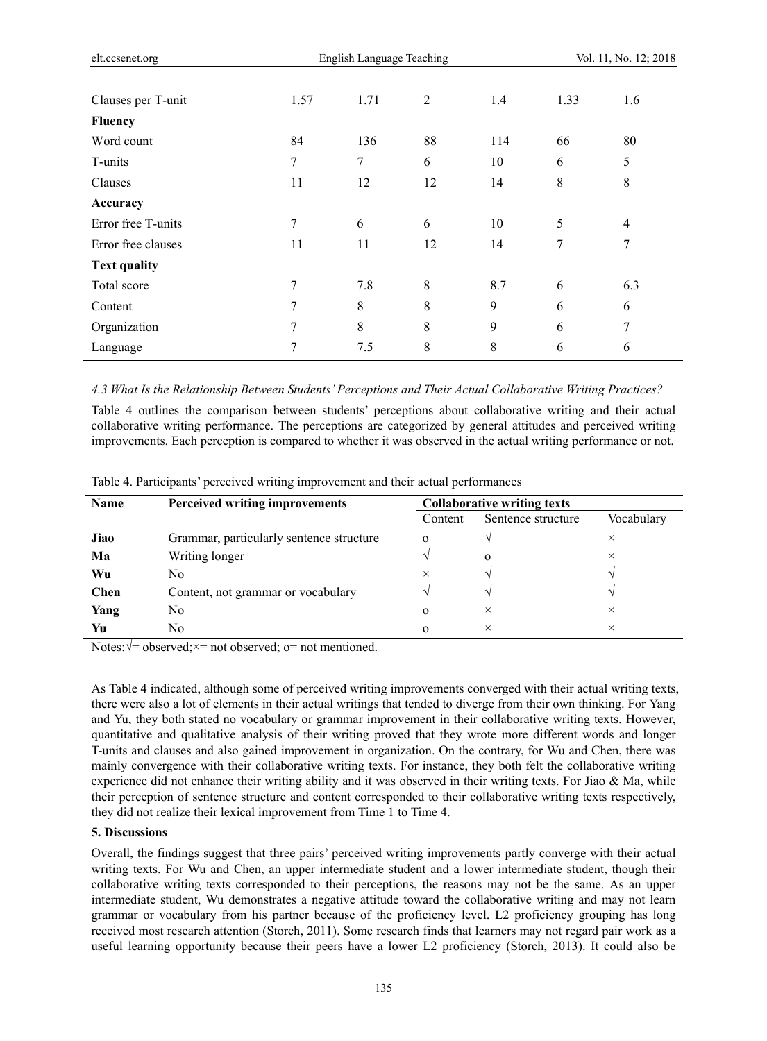| | | | | | | |
|---|---|---|---|---|---|---|
| Clauses per T-unit | 1.57 | 1.71 | 2 | 1.4 | 1.33 | 1.6 |
| **Fluency** | | | | | | |
| Word count | 84 | 136 | 88 | 114 | 66 | 80 |
| T-units | 7 | 7 | 6 | 10 | 6 | 5 |
| Clauses | 11 | 12 | 12 | 14 | 8 | 8 |
| **Accuracy** | | | | | | |
| Error free T-units | 7 | 6 | 6 | 10 | 5 | 4 |
| Error free clauses | 11 | 11 | 12 | 14 | 7 | 7 |
| **Text quality** | | | | | | |
| Total score | 7 | 7.8 | 8 | 8.7 | 6 | 6.3 |
| Content | 7 | 8 | 8 | 9 | 6 | 6 |
| Organization | 7 | 8 | 8 | 9 | 6 | 7 |
| Language | 7 | 7.5 | 8 | 8 | 6 | 6 |

*4.3 What Is the Relationship Between Students' Perceptions and Their Actual Collaborative Writing Practices?*

Table 4 outlines the comparison between students' perceptions about collaborative writing and their actual collaborative writing performance. The perceptions are categorized by general attitudes and perceived writing improvements. Each perception is compared to whether it was observed in the actual writing performance or not.

Table 4. Participants' perceived writing improvement and their actual performances

| Name | Perceived writing improvements | Collaborative writing texts | | |
|---|---|---|---|---|
| | | Content | Sentence structure | Vocabulary |
| **Jiao** | Grammar, particularly sentence structure | o | √ | × |
| **Ma** | Writing longer | √ | o | × |
| **Wu** | No | × | √ | √ |
| **Chen** | Content, not grammar or vocabulary | √ | √ | √ |
| **Yang** | No | o | × | × |
| **Yu** | No | o | × | × |

Notes: √= observed; ×= not observed; o= not mentioned.

As Table 4 indicated, although some of perceived writing improvements converged with their actual writing texts, there were also a lot of elements in their actual writings that tended to diverge from their own thinking. For Yang and Yu, they both stated no vocabulary or grammar improvement in their collaborative writing texts. However, quantitative and qualitative analysis of their writing proved that they wrote more different words and longer T-units and clauses and also gained improvement in organization. On the contrary, for Wu and Chen, there was mainly convergence with their collaborative writing texts. For instance, they both felt the collaborative writing experience did not enhance their writing ability and it was observed in their writing texts. For Jiao & Ma, while their perception of sentence structure and content corresponded to their collaborative writing texts respectively, they did not realize their lexical improvement from Time 1 to Time 4.

## 5. Discussions

Overall, the findings suggest that three pairs' perceived writing improvements partly converge with their actual writing texts. For Wu and Chen, an upper intermediate student and a lower intermediate student, though their collaborative writing texts corresponded to their perceptions, the reasons may not be the same. As an upper intermediate student, Wu demonstrates a negative attitude toward the collaborative writing and may not learn grammar or vocabulary from his partner because of the proficiency level. L2 proficiency grouping has long received most research attention (Storch, 2011). Some research finds that learners may not regard pair work as a useful learning opportunity because their peers have a lower L2 proficiency (Storch, 2013). It could also be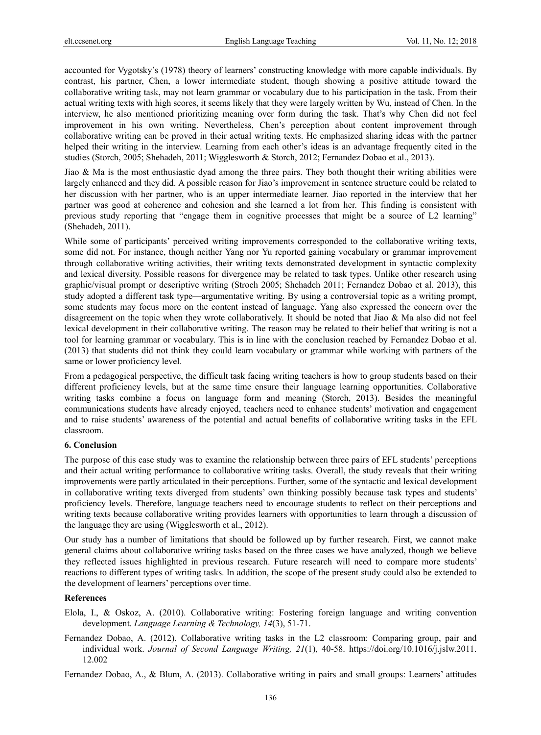accounted for Vygotsky's (1978) theory of learners' constructing knowledge with more capable individuals. By contrast, his partner, Chen, a lower intermediate student, though showing a positive attitude toward the collaborative writing task, may not learn grammar or vocabulary due to his participation in the task. From their actual writing texts with high scores, it seems likely that they were largely written by Wu, instead of Chen. In the interview, he also mentioned prioritizing meaning over form during the task. That's why Chen did not feel improvement in his own writing. Nevertheless, Chen's perception about content improvement through collaborative writing can be proved in their actual writing texts. He emphasized sharing ideas with the partner helped their writing in the interview. Learning from each other's ideas is an advantage frequently cited in the studies (Storch, 2005; Shehadeh, 2011; Wigglesworth & Storch, 2012; Fernandez Dobao et al., 2013).

Jiao & Ma is the most enthusiastic dyad among the three pairs. They both thought their writing abilities were largely enhanced and they did. A possible reason for Jiao's improvement in sentence structure could be related to her discussion with her partner, who is an upper intermediate learner. Jiao reported in the interview that her partner was good at coherence and cohesion and she learned a lot from her. This finding is consistent with previous study reporting that "engage them in cognitive processes that might be a source of L2 learning" (Shehadeh, 2011).

While some of participants' perceived writing improvements corresponded to the collaborative writing texts, some did not. For instance, though neither Yang nor Yu reported gaining vocabulary or grammar improvement through collaborative writing activities, their writing texts demonstrated development in syntactic complexity and lexical diversity. Possible reasons for divergence may be related to task types. Unlike other research using graphic/visual prompt or descriptive writing (Stroch 2005; Shehadeh 2011; Fernandez Dobao et al. 2013), this study adopted a different task type—argumentative writing. By using a controversial topic as a writing prompt, some students may focus more on the content instead of language. Yang also expressed the concern over the disagreement on the topic when they wrote collaboratively. It should be noted that Jiao & Ma also did not feel lexical development in their collaborative writing. The reason may be related to their belief that writing is not a tool for learning grammar or vocabulary. This is in line with the conclusion reached by Fernandez Dobao et al. (2013) that students did not think they could learn vocabulary or grammar while working with partners of the same or lower proficiency level.

From a pedagogical perspective, the difficult task facing writing teachers is how to group students based on their different proficiency levels, but at the same time ensure their language learning opportunities. Collaborative writing tasks combine a focus on language form and meaning (Storch, 2013). Besides the meaningful communications students have already enjoyed, teachers need to enhance students' motivation and engagement and to raise students' awareness of the potential and actual benefits of collaborative writing tasks in the EFL classroom.

## 6. Conclusion

The purpose of this case study was to examine the relationship between three pairs of EFL students' perceptions and their actual writing performance to collaborative writing tasks. Overall, the study reveals that their writing improvements were partly articulated in their perceptions. Further, some of the syntactic and lexical development in collaborative writing texts diverged from students' own thinking possibly because task types and students' proficiency levels. Therefore, language teachers need to encourage students to reflect on their perceptions and writing texts because collaborative writing provides learners with opportunities to learn through a discussion of the language they are using (Wigglesworth et al., 2012).

Our study has a number of limitations that should be followed up by further research. First, we cannot make general claims about collaborative writing tasks based on the three cases we have analyzed, though we believe they reflected issues highlighted in previous research. Future research will need to compare more students' reactions to different types of writing tasks. In addition, the scope of the present study could also be extended to the development of learners' perceptions over time.

## References

Elola, I., & Oskoz, A. (2010). Collaborative writing: Fostering foreign language and writing convention development. *Language Learning & Technology, 14*(3), 51-71.

Fernandez Dobao, A. (2012). Collaborative writing tasks in the L2 classroom: Comparing group, pair and individual work. *Journal of Second Language Writing, 21*(1), 40-58. https://doi.org/10.1016/j.jslw.2011.12.002

Fernandez Dobao, A., & Blum, A. (2013). Collaborative writing in pairs and small groups: Learners' attitudes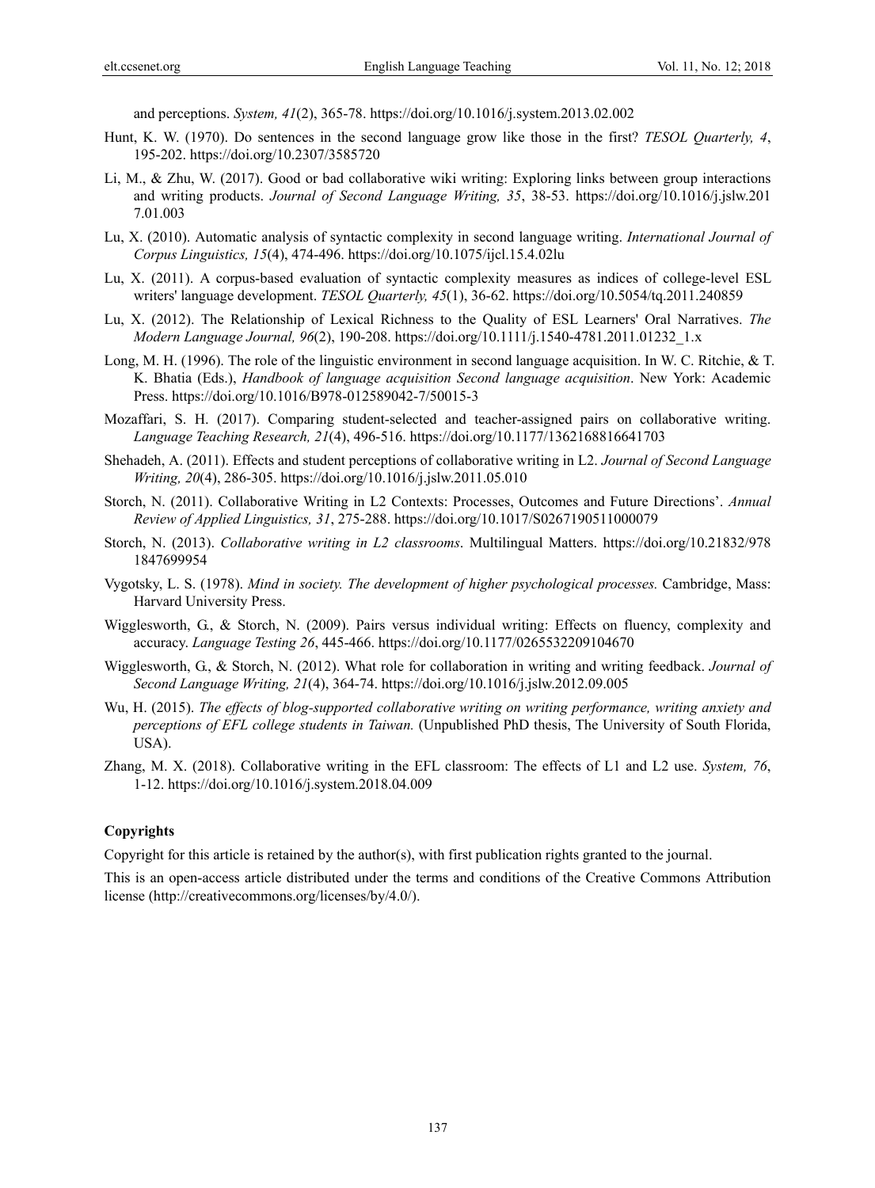and perceptions. *System, 41*(2), 365-78. https://doi.org/10.1016/j.system.2013.02.002

Hunt, K. W. (1970). Do sentences in the second language grow like those in the first? *TESOL Quarterly, 4*, 195-202. https://doi.org/10.2307/3585720

Li, M., & Zhu, W. (2017). Good or bad collaborative wiki writing: Exploring links between group interactions and writing products. *Journal of Second Language Writing, 35*, 38-53. https://doi.org/10.1016/j.jslw.2017.01.003

Lu, X. (2010). Automatic analysis of syntactic complexity in second language writing. *International Journal of Corpus Linguistics, 15*(4), 474-496. https://doi.org/10.1075/ijcl.15.4.02lu

Lu, X. (2011). A corpus-based evaluation of syntactic complexity measures as indices of college-level ESL writers' language development. *TESOL Quarterly, 45*(1), 36-62. https://doi.org/10.5054/tq.2011.240859

Lu, X. (2012). The Relationship of Lexical Richness to the Quality of ESL Learners' Oral Narratives. *The Modern Language Journal, 96*(2), 190-208. https://doi.org/10.1111/j.1540-4781.2011.01232_1.x

Long, M. H. (1996). The role of the linguistic environment in second language acquisition. In W. C. Ritchie, & T. K. Bhatia (Eds.), *Handbook of language acquisition Second language acquisition*. New York: Academic Press. https://doi.org/10.1016/B978-012589042-7/50015-3

Mozaffari, S. H. (2017). Comparing student-selected and teacher-assigned pairs on collaborative writing. *Language Teaching Research, 21*(4), 496-516. https://doi.org/10.1177/1362168816641703

Shehadeh, A. (2011). Effects and student perceptions of collaborative writing in L2. *Journal of Second Language Writing, 20*(4), 286-305. https://doi.org/10.1016/j.jslw.2011.05.010

Storch, N. (2011). Collaborative Writing in L2 Contexts: Processes, Outcomes and Future Directions'. *Annual Review of Applied Linguistics, 31*, 275-288. https://doi.org/10.1017/S0267190511000079

Storch, N. (2013). *Collaborative writing in L2 classrooms*. Multilingual Matters. https://doi.org/10.21832/9781847699954

Vygotsky, L. S. (1978). *Mind in society. The development of higher psychological processes.* Cambridge, Mass: Harvard University Press.

Wigglesworth, G., & Storch, N. (2009). Pairs versus individual writing: Effects on fluency, complexity and accuracy. *Language Testing 26*, 445-466. https://doi.org/10.1177/0265532209104670

Wigglesworth, G., & Storch, N. (2012). What role for collaboration in writing and writing feedback. *Journal of Second Language Writing, 21*(4), 364-74. https://doi.org/10.1016/j.jslw.2012.09.005

Wu, H. (2015). *The effects of blog-supported collaborative writing on writing performance, writing anxiety and perceptions of EFL college students in Taiwan.* (Unpublished PhD thesis, The University of South Florida, USA).

Zhang, M. X. (2018). Collaborative writing in the EFL classroom: The effects of L1 and L2 use. *System, 76*, 1-12. https://doi.org/10.1016/j.system.2018.04.009

**Copyrights**

Copyright for this article is retained by the author(s), with first publication rights granted to the journal.

This is an open-access article distributed under the terms and conditions of the Creative Commons Attribution license (http://creativecommons.org/licenses/by/4.0/).